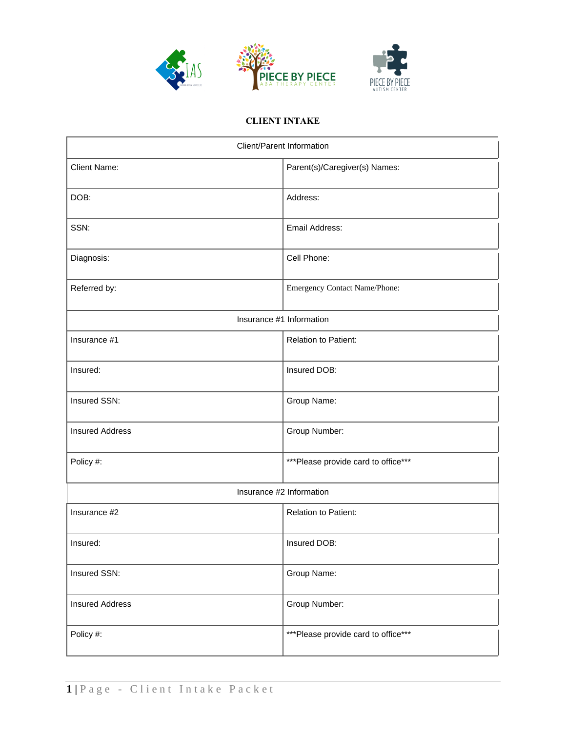**CLIENT INTAKE**

| Client/Parent Information | |
|---|---|
| Client Name: | Parent(s)/Caregiver(s) Names: |
| DOB: | Address: |
| SSN: | Email Address: |
| Diagnosis: | Cell Phone: |
| Referred by: | Emergency Contact Name/Phone: |
| **Insurance #1 Information** | |
| Insurance #1 | Relation to Patient: |
| Insured: | Insured DOB: |
| Insured SSN: | Group Name: |
| Insured Address | Group Number: |
| Policy #: | ***Please provide card to office*** |
| **Insurance #2 Information** | |
| Insurance #2 | Relation to Patient: |
| Insured: | Insured DOB: |
| Insured SSN: | Group Name: |
| Insured Address | Group Number: |
| Policy #: | ***Please provide card to office*** |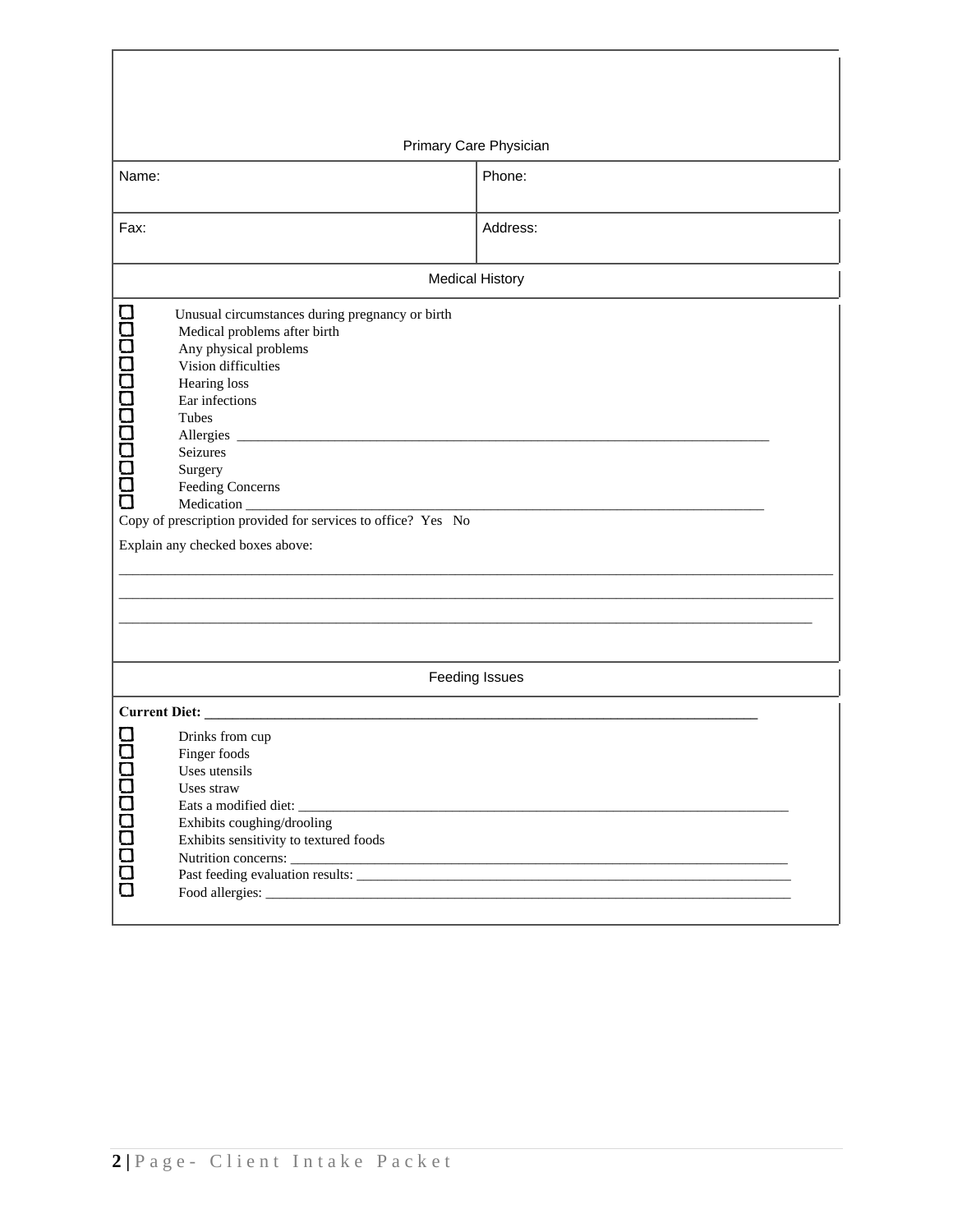## Primary Care Physician

| Name: | Phone: |
| --- | --- |
| Fax: | Address: |

## Medical History

- ☐ Unusual circumstances during pregnancy or birth
- ☐ Medical problems after birth
- ☐ Any physical problems
- ☐ Vision difficulties
- ☐ Hearing loss
- ☐ Ear infections
- ☐ Tubes
- ☐ Allergies ____________________________________________________________________________
- ☐ Seizures
- ☐ Surgery
- ☐ Feeding Concerns
- ☐ Medication ___________________________________________________________________________

Copy of prescription provided for services to office? Yes No

Explain any checked boxes above:

______________________________________________________________________________________________

______________________________________________________________________________________________

___________________________________________________________________________________________

## Feeding Issues

**Current Diet:** _____________________________________________________________________________

- ☐ Drinks from cup
- ☐ Finger foods
- ☐ Uses utensils
- ☐ Uses straw
- ☐ Eats a modified diet: _______________________________________________________________________
- ☐ Exhibits coughing/drooling
- ☐ Exhibits sensitivity to textured foods
- ☐ Nutrition concerns: ________________________________________________________________________
- ☐ Past feeding evaluation results: _______________________________________________________________
- ☐ Food allergies: ____________________________________________________________________________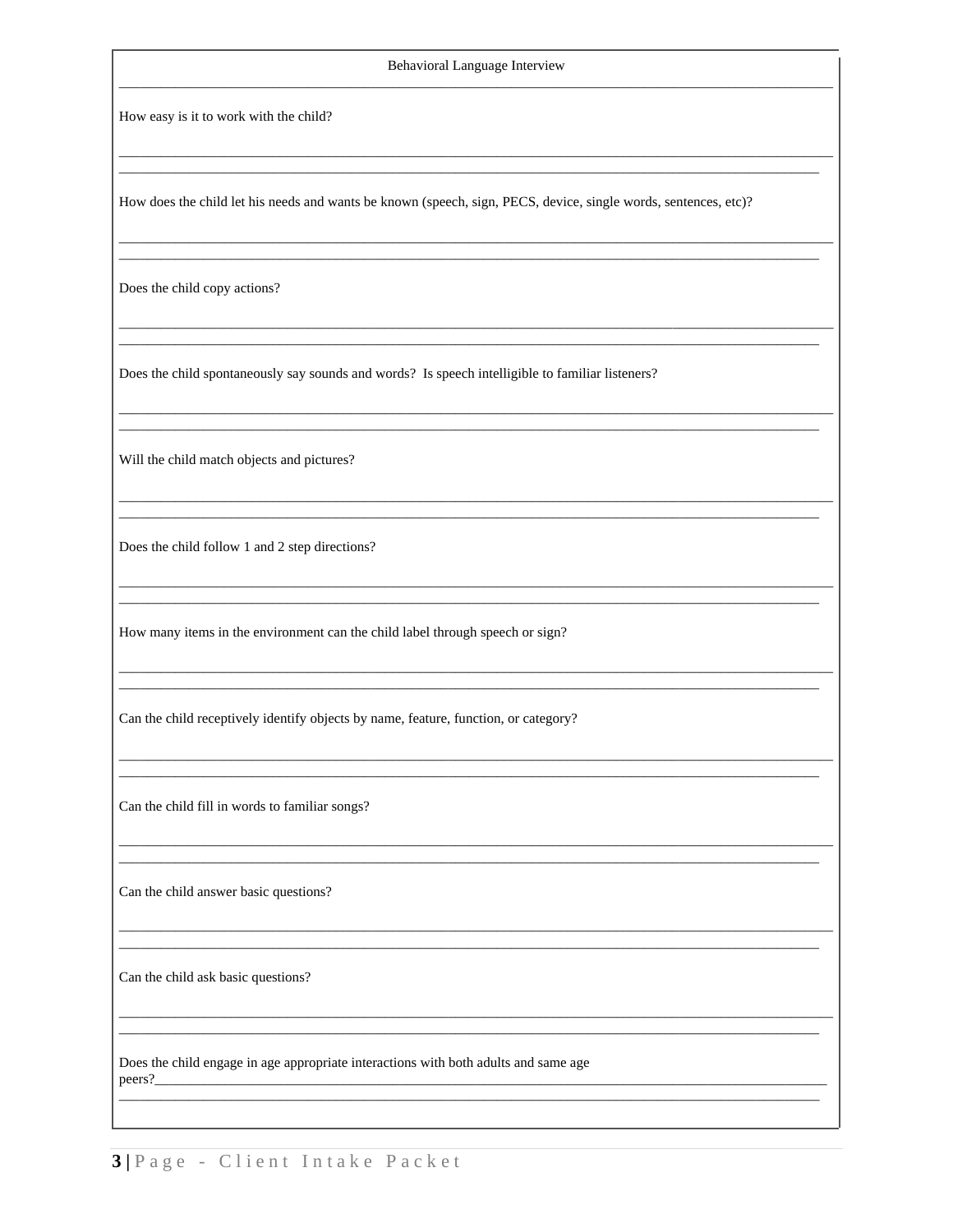## Behavioral Language Interview

How easy is it to work with the child?

___

How does the child let his needs and wants be known (speech, sign, PECS, device, single words, sentences, etc)?

___

Does the child copy actions?

___

Does the child spontaneously say sounds and words? Is speech intelligible to familiar listeners?

___

Will the child match objects and pictures?

___

Does the child follow 1 and 2 step directions?

___

How many items in the environment can the child label through speech or sign?

___

Can the child receptively identify objects by name, feature, function, or category?

___

Can the child fill in words to familiar songs?

___

Can the child answer basic questions?

___

Can the child ask basic questions?

___

Does the child engage in age appropriate interactions with both adults and same age peers?

___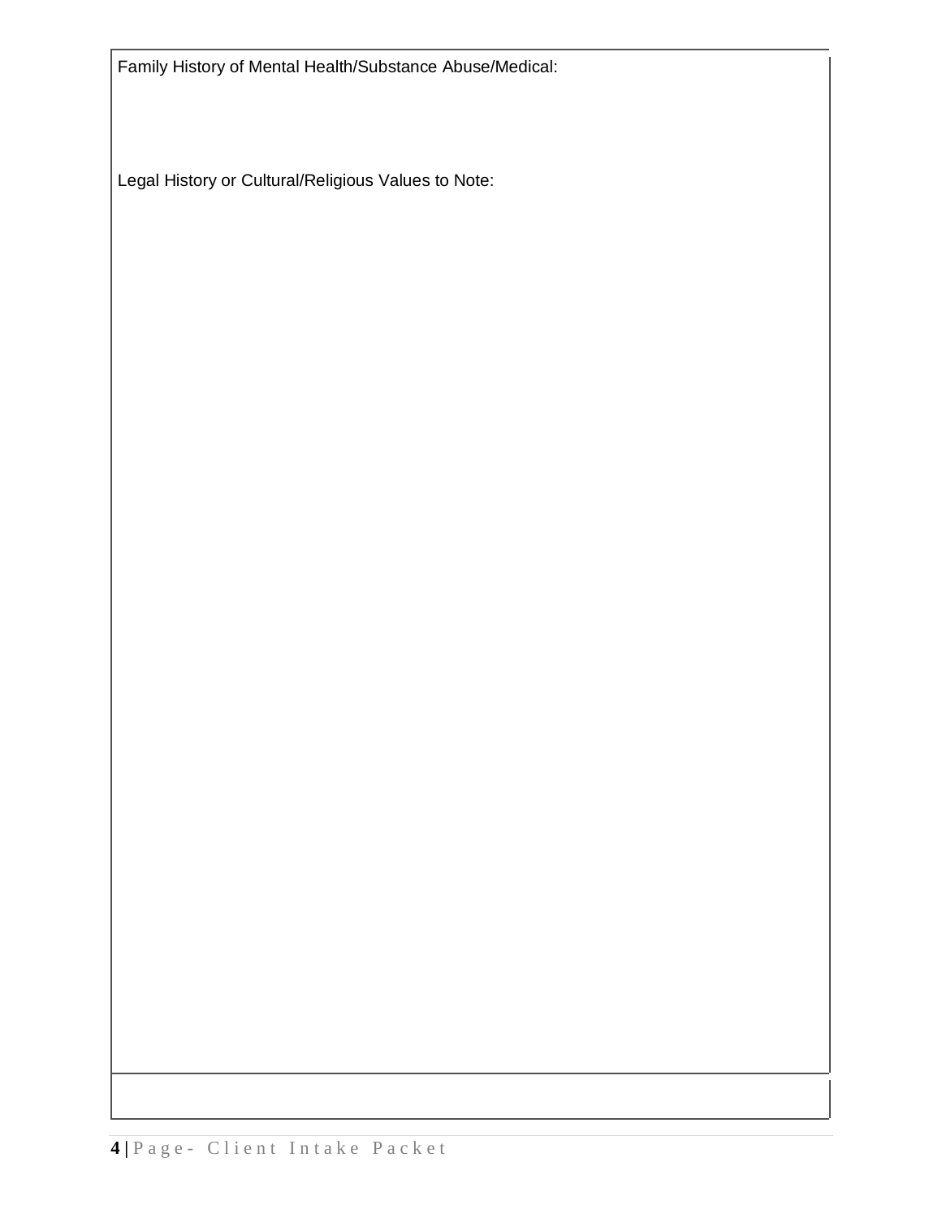Family History of Mental Health/Substance Abuse/Medical:

Legal History or Cultural/Religious Values to Note: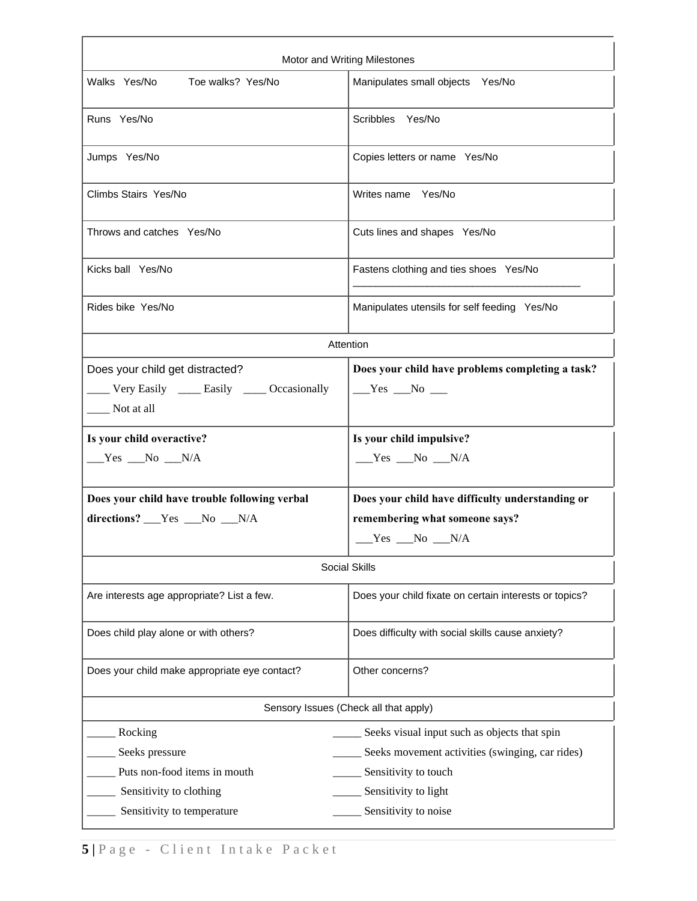| Motor and Writing Milestones | |
|---|---|
| Walks Yes/No Toe walks? Yes/No | Manipulates small objects Yes/No |
| Runs Yes/No | Scribbles Yes/No |
| Jumps Yes/No | Copies letters or name Yes/No |
| Climbs Stairs Yes/No | Writes name Yes/No |
| Throws and catches Yes/No | Cuts lines and shapes Yes/No |
| Kicks ball Yes/No | Fastens clothing and ties shoes Yes/No ________________________________________ |
| Rides bike Yes/No | Manipulates utensils for self feeding Yes/No |
| **Attention** | |
| Does your child get distracted? ____ Very Easily ____ Easily ____ Occasionally ____ Not at all | **Does your child have problems completing a task?** ___Yes ___No ___ |
| **Is your child overactive?** ___Yes ___No ___N/A | **Is your child impulsive?** ___Yes ___No ___N/A |
| **Does your child have trouble following verbal directions?** ___Yes ___No ___N/A | **Does your child have difficulty understanding or remembering what someone says?** ___Yes ___No ___N/A |
| **Social Skills** | |
| Are interests age appropriate? List a few. | Does your child fixate on certain interests or topics? |
| Does child play alone or with others? | Does difficulty with social skills cause anxiety? |
| Does your child make appropriate eye contact? | Other concerns? |
| **Sensory Issues (Check all that apply)** | |
| _____ Rocking | _____ Seeks visual input such as objects that spin |
| _____ Seeks pressure | _____ Seeks movement activities (swinging, car rides) |
| _____ Puts non-food items in mouth | _____ Sensitivity to touch |
| _____ Sensitivity to clothing | _____ Sensitivity to light |
| _____ Sensitivity to temperature | _____ Sensitivity to noise |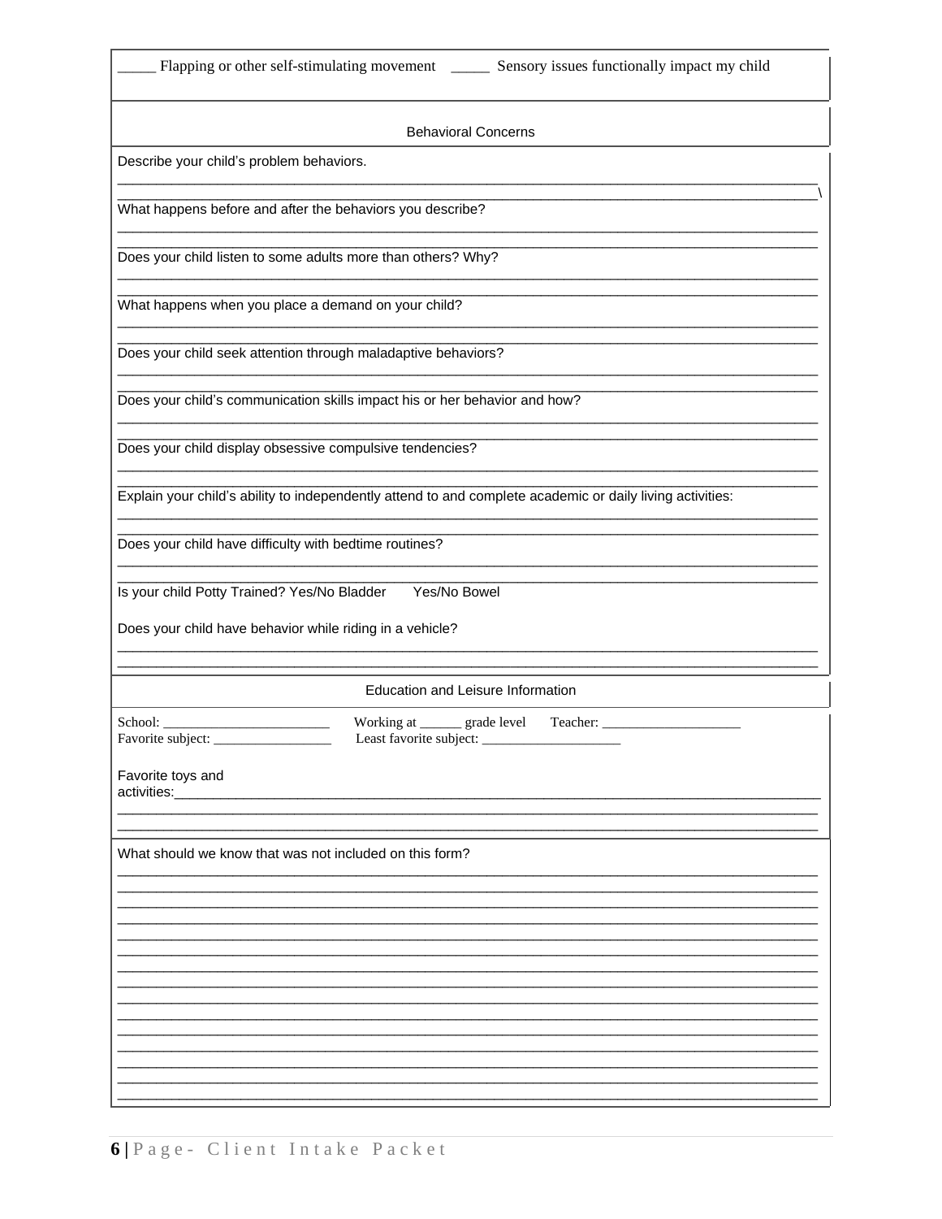_____ Flapping or other self-stimulating movement _____ Sensory issues functionally impact my child

## Behavioral Concerns

Describe your child's problem behaviors.

______________________________________________________________________________________

______________________________________________________________________________________\

What happens before and after the behaviors you describe?

______________________________________________________________________________________

______________________________________________________________________________________

Does your child listen to some adults more than others? Why?

______________________________________________________________________________________

______________________________________________________________________________________

What happens when you place a demand on your child?

______________________________________________________________________________________

______________________________________________________________________________________

Does your child seek attention through maladaptive behaviors?

______________________________________________________________________________________

______________________________________________________________________________________

Does your child's communication skills impact his or her behavior and how?

______________________________________________________________________________________

______________________________________________________________________________________

Does your child display obsessive compulsive tendencies?

______________________________________________________________________________________

______________________________________________________________________________________

Explain your child's ability to independently attend to and complete academic or daily living activities:

______________________________________________________________________________________

______________________________________________________________________________________

Does your child have difficulty with bedtime routines?

______________________________________________________________________________________

______________________________________________________________________________________

Is your child Potty Trained? Yes/No Bladder Yes/No Bowel

Does your child have behavior while riding in a vehicle?

______________________________________________________________________________________

______________________________________________________________________________________

## Education and Leisure Information

School: ________________________ Working at ______ grade level Teacher: ____________________

Favorite subject: _________________ Least favorite subject: ____________________

Favorite toys and activities:___________________________________________________________________

______________________________________________________________________________________

______________________________________________________________________________________

What should we know that was not included on this form?

______________________________________________________________________________________

______________________________________________________________________________________

______________________________________________________________________________________

______________________________________________________________________________________

______________________________________________________________________________________

______________________________________________________________________________________

______________________________________________________________________________________

______________________________________________________________________________________

______________________________________________________________________________________

______________________________________________________________________________________

______________________________________________________________________________________

______________________________________________________________________________________

______________________________________________________________________________________

______________________________________________________________________________________

______________________________________________________________________________________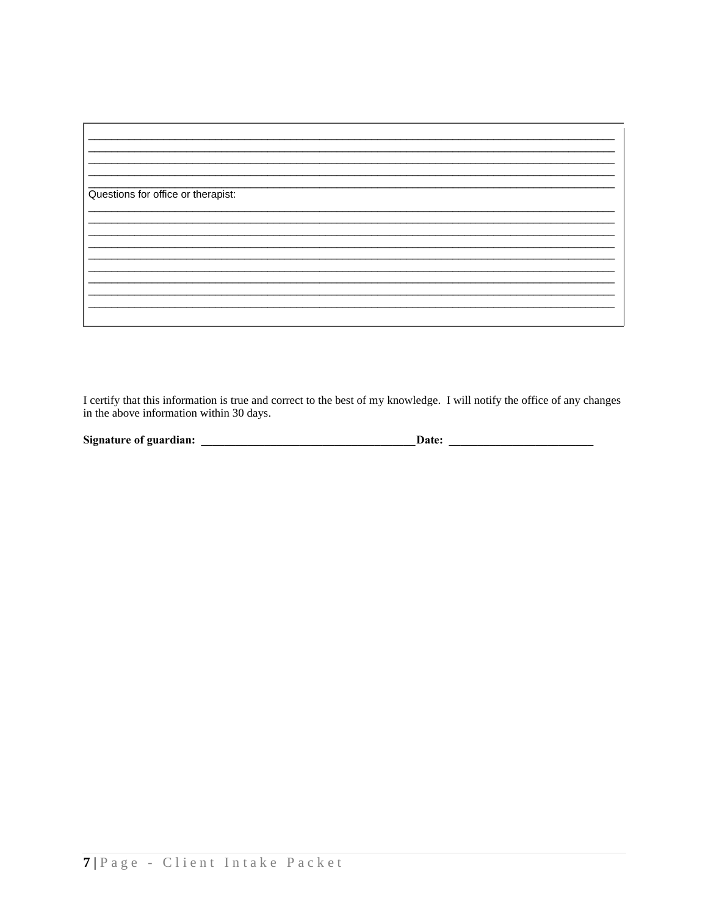\_\_\_\_\_\_\_\_\_\_\_\_\_\_\_\_\_\_\_\_\_\_\_\_\_\_\_\_\_\_\_\_\_\_\_\_\_\_\_\_\_\_\_\_\_\_\_\_\_\_\_\_\_\_\_\_\_\_\_\_\_\_\_\_\_\_\_\_\_\_\_\_\_\_\_\_\_\_
\_\_\_\_\_\_\_\_\_\_\_\_\_\_\_\_\_\_\_\_\_\_\_\_\_\_\_\_\_\_\_\_\_\_\_\_\_\_\_\_\_\_\_\_\_\_\_\_\_\_\_\_\_\_\_\_\_\_\_\_\_\_\_\_\_\_\_\_\_\_\_\_\_\_\_\_\_\_
\_\_\_\_\_\_\_\_\_\_\_\_\_\_\_\_\_\_\_\_\_\_\_\_\_\_\_\_\_\_\_\_\_\_\_\_\_\_\_\_\_\_\_\_\_\_\_\_\_\_\_\_\_\_\_\_\_\_\_\_\_\_\_\_\_\_\_\_\_\_\_\_\_\_\_\_\_\_
\_\_\_\_\_\_\_\_\_\_\_\_\_\_\_\_\_\_\_\_\_\_\_\_\_\_\_\_\_\_\_\_\_\_\_\_\_\_\_\_\_\_\_\_\_\_\_\_\_\_\_\_\_\_\_\_\_\_\_\_\_\_\_\_\_\_\_\_\_\_\_\_\_\_\_\_\_\_
\_\_\_\_\_\_\_\_\_\_\_\_\_\_\_\_\_\_\_\_\_\_\_\_\_\_\_\_\_\_\_\_\_\_\_\_\_\_\_\_\_\_\_\_\_\_\_\_\_\_\_\_\_\_\_\_\_\_\_\_\_\_\_\_\_\_\_\_\_\_\_\_\_\_\_\_\_\_

Questions for office or therapist:

\_\_\_\_\_\_\_\_\_\_\_\_\_\_\_\_\_\_\_\_\_\_\_\_\_\_\_\_\_\_\_\_\_\_\_\_\_\_\_\_\_\_\_\_\_\_\_\_\_\_\_\_\_\_\_\_\_\_\_\_\_\_\_\_\_\_\_\_\_\_\_\_\_\_\_\_\_\_
\_\_\_\_\_\_\_\_\_\_\_\_\_\_\_\_\_\_\_\_\_\_\_\_\_\_\_\_\_\_\_\_\_\_\_\_\_\_\_\_\_\_\_\_\_\_\_\_\_\_\_\_\_\_\_\_\_\_\_\_\_\_\_\_\_\_\_\_\_\_\_\_\_\_\_\_\_\_
\_\_\_\_\_\_\_\_\_\_\_\_\_\_\_\_\_\_\_\_\_\_\_\_\_\_\_\_\_\_\_\_\_\_\_\_\_\_\_\_\_\_\_\_\_\_\_\_\_\_\_\_\_\_\_\_\_\_\_\_\_\_\_\_\_\_\_\_\_\_\_\_\_\_\_\_\_\_
\_\_\_\_\_\_\_\_\_\_\_\_\_\_\_\_\_\_\_\_\_\_\_\_\_\_\_\_\_\_\_\_\_\_\_\_\_\_\_\_\_\_\_\_\_\_\_\_\_\_\_\_\_\_\_\_\_\_\_\_\_\_\_\_\_\_\_\_\_\_\_\_\_\_\_\_\_\_
\_\_\_\_\_\_\_\_\_\_\_\_\_\_\_\_\_\_\_\_\_\_\_\_\_\_\_\_\_\_\_\_\_\_\_\_\_\_\_\_\_\_\_\_\_\_\_\_\_\_\_\_\_\_\_\_\_\_\_\_\_\_\_\_\_\_\_\_\_\_\_\_\_\_\_\_\_\_
\_\_\_\_\_\_\_\_\_\_\_\_\_\_\_\_\_\_\_\_\_\_\_\_\_\_\_\_\_\_\_\_\_\_\_\_\_\_\_\_\_\_\_\_\_\_\_\_\_\_\_\_\_\_\_\_\_\_\_\_\_\_\_\_\_\_\_\_\_\_\_\_\_\_\_\_\_\_
\_\_\_\_\_\_\_\_\_\_\_\_\_\_\_\_\_\_\_\_\_\_\_\_\_\_\_\_\_\_\_\_\_\_\_\_\_\_\_\_\_\_\_\_\_\_\_\_\_\_\_\_\_\_\_\_\_\_\_\_\_\_\_\_\_\_\_\_\_\_\_\_\_\_\_\_\_\_
\_\_\_\_\_\_\_\_\_\_\_\_\_\_\_\_\_\_\_\_\_\_\_\_\_\_\_\_\_\_\_\_\_\_\_\_\_\_\_\_\_\_\_\_\_\_\_\_\_\_\_\_\_\_\_\_\_\_\_\_\_\_\_\_\_\_\_\_\_\_\_\_\_\_\_\_\_\_
\_\_\_\_\_\_\_\_\_\_\_\_\_\_\_\_\_\_\_\_\_\_\_\_\_\_\_\_\_\_\_\_\_\_\_\_\_\_\_\_\_\_\_\_\_\_\_\_\_\_\_\_\_\_\_\_\_\_\_\_\_\_\_\_\_\_\_\_\_\_\_\_\_\_\_\_\_\_
\_\_\_\_\_\_\_\_\_\_\_\_\_\_\_\_\_\_\_\_\_\_\_\_\_\_\_\_\_\_\_\_\_\_\_\_\_\_\_\_\_\_\_\_\_\_\_\_\_\_\_\_\_\_\_\_\_\_\_\_\_\_\_\_\_\_\_\_\_\_\_\_\_\_\_\_\_\_

I certify that this information is true and correct to the best of my knowledge. I will notify the office of any changes in the above information within 30 days.

**Signature of guardian: \_\_\_\_\_\_\_\_\_\_\_\_\_\_\_\_\_\_\_\_\_\_\_\_\_\_\_\_\_\_\_\_\_\_\_\_\_Date: \_\_\_\_\_\_\_\_\_\_\_\_\_\_\_\_\_\_\_\_\_\_\_\_\_**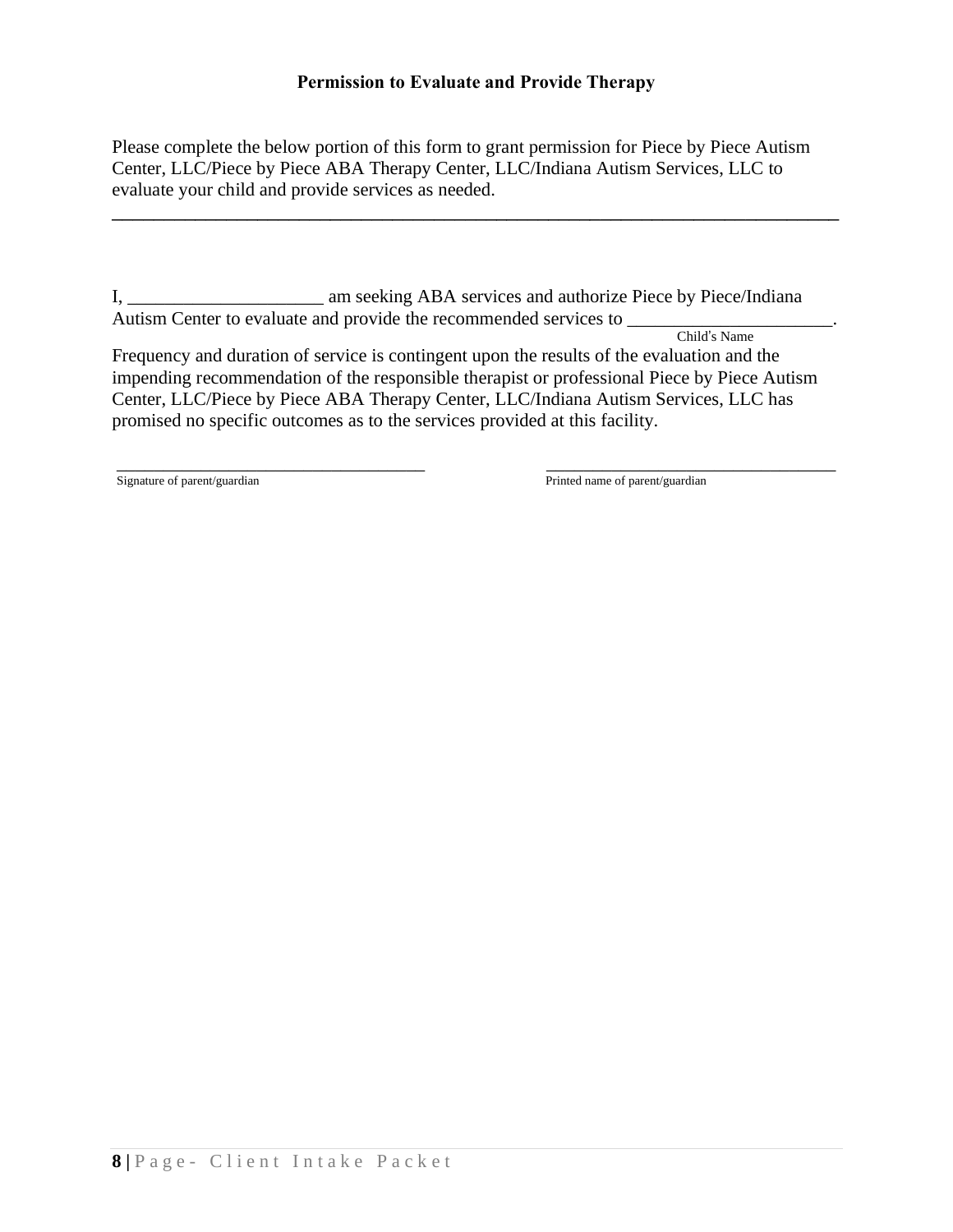**Permission to Evaluate and Provide Therapy**

Please complete the below portion of this form to grant permission for Piece by Piece Autism Center, LLC/Piece by Piece ABA Therapy Center, LLC/Indiana Autism Services, LLC to evaluate your child and provide services as needed.

---

I, _____________________ am seeking ABA services and authorize Piece by Piece/Indiana Autism Center to evaluate and provide the recommended services to ______________________.
Child's Name

Frequency and duration of service is contingent upon the results of the evaluation and the impending recommendation of the responsible therapist or professional Piece by Piece Autism Center, LLC/Piece by Piece ABA Therapy Center, LLC/Indiana Autism Services, LLC has promised no specific outcomes as to the services provided at this facility.

_____________________________________
Signature of parent/guardian

_____________________________________
Printed name of parent/guardian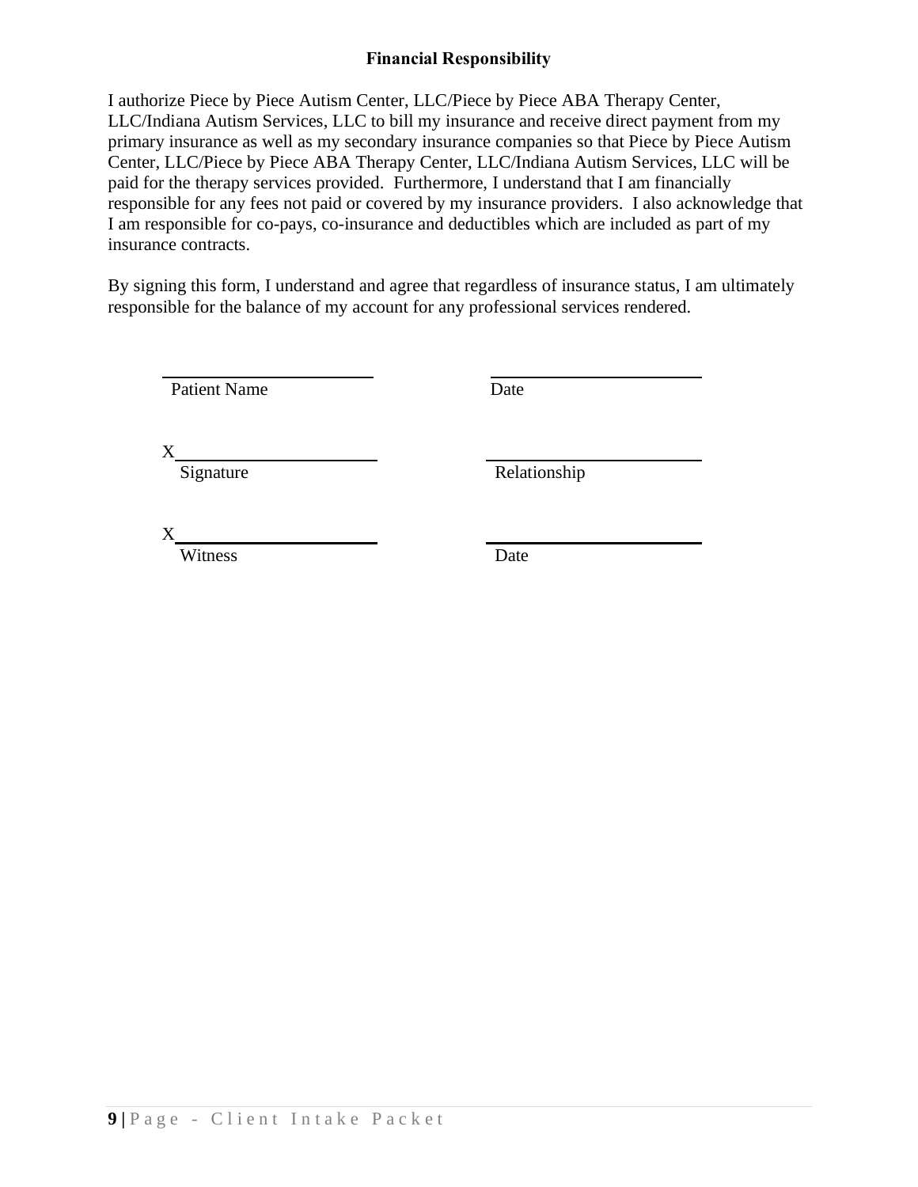## Financial Responsibility

I authorize Piece by Piece Autism Center, LLC/Piece by Piece ABA Therapy Center, LLC/Indiana Autism Services, LLC to bill my insurance and receive direct payment from my primary insurance as well as my secondary insurance companies so that Piece by Piece Autism Center, LLC/Piece by Piece ABA Therapy Center, LLC/Indiana Autism Services, LLC will be paid for the therapy services provided. Furthermore, I understand that I am financially responsible for any fees not paid or covered by my insurance providers. I also acknowledge that I am responsible for co-pays, co-insurance and deductibles which are included as part of my insurance contracts.

By signing this form, I understand and agree that regardless of insurance status, I am ultimately responsible for the balance of my account for any professional services rendered.

\_\_\_\_\_\_\_\_\_\_\_\_\_\_\_\_\_\_\_\_\_\_\_\_ \_\_\_\_\_\_\_\_\_\_\_\_\_\_\_\_\_\_\_\_\_\_\_\_
Patient Name Date

X\_\_\_\_\_\_\_\_\_\_\_\_\_\_\_\_\_\_\_\_\_\_\_ \_\_\_\_\_\_\_\_\_\_\_\_\_\_\_\_\_\_\_\_\_\_\_\_
Signature Relationship

X\_\_\_\_\_\_\_\_\_\_\_\_\_\_\_\_\_\_\_\_\_\_\_ \_\_\_\_\_\_\_\_\_\_\_\_\_\_\_\_\_\_\_\_\_\_\_\_
Witness Date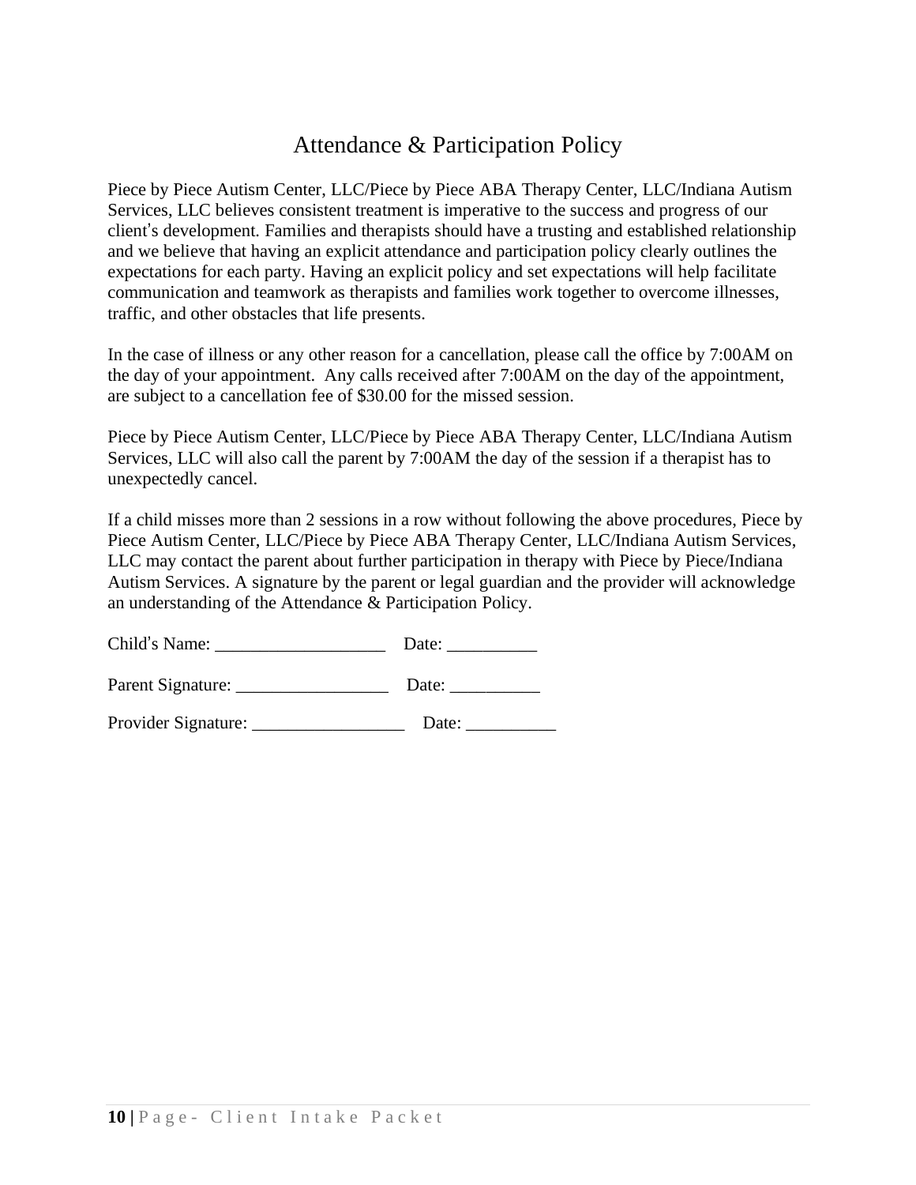# Attendance & Participation Policy

Piece by Piece Autism Center, LLC/Piece by Piece ABA Therapy Center, LLC/Indiana Autism Services, LLC believes consistent treatment is imperative to the success and progress of our client's development. Families and therapists should have a trusting and established relationship and we believe that having an explicit attendance and participation policy clearly outlines the expectations for each party. Having an explicit policy and set expectations will help facilitate communication and teamwork as therapists and families work together to overcome illnesses, traffic, and other obstacles that life presents.

In the case of illness or any other reason for a cancellation, please call the office by 7:00AM on the day of your appointment. Any calls received after 7:00AM on the day of the appointment, are subject to a cancellation fee of $30.00 for the missed session.

Piece by Piece Autism Center, LLC/Piece by Piece ABA Therapy Center, LLC/Indiana Autism Services, LLC will also call the parent by 7:00AM the day of the session if a therapist has to unexpectedly cancel.

If a child misses more than 2 sessions in a row without following the above procedures, Piece by Piece Autism Center, LLC/Piece by Piece ABA Therapy Center, LLC/Indiana Autism Services, LLC may contact the parent about further participation in therapy with Piece by Piece/Indiana Autism Services. A signature by the parent or legal guardian and the provider will acknowledge an understanding of the Attendance & Participation Policy.

Child's Name: ___________________ Date: __________

Parent Signature: _________________ Date: __________

Provider Signature: _________________ Date: __________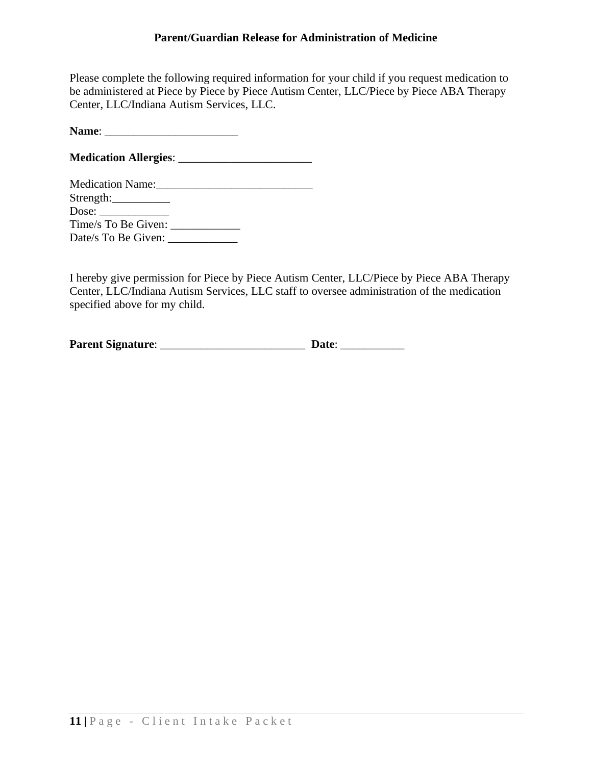## Parent/Guardian Release for Administration of Medicine

Please complete the following required information for your child if you request medication to be administered at Piece by Piece by Piece Autism Center, LLC/Piece by Piece ABA Therapy Center, LLC/Indiana Autism Services, LLC.

**Name**: _______________________

**Medication Allergies**: _______________________

Medication Name:___________________________
Strength:__________
Dose: ____________
Time/s To Be Given: ____________
Date/s To Be Given: ____________

I hereby give permission for Piece by Piece Autism Center, LLC/Piece by Piece ABA Therapy Center, LLC/Indiana Autism Services, LLC staff to oversee administration of the medication specified above for my child.

**Parent Signature**: _________________________ **Date**: ___________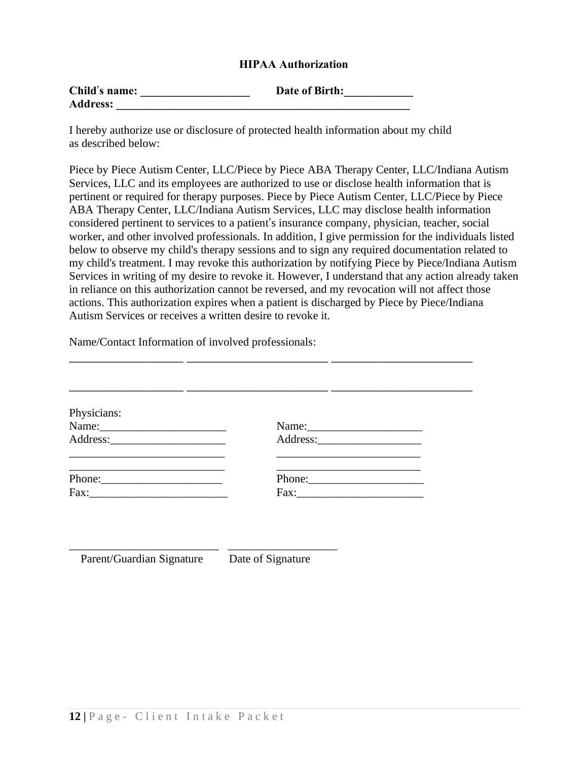**HIPAA Authorization**

**Child's name: ___________________ Date of Birth:____________**
**Address: ______________________________________________________**

I hereby authorize use or disclosure of protected health information about my child as described below:

Piece by Piece Autism Center, LLC/Piece by Piece ABA Therapy Center, LLC/Indiana Autism Services, LLC and its employees are authorized to use or disclose health information that is pertinent or required for therapy purposes. Piece by Piece Autism Center, LLC/Piece by Piece ABA Therapy Center, LLC/Indiana Autism Services, LLC may disclose health information considered pertinent to services to a patient's insurance company, physician, teacher, social worker, and other involved professionals. In addition, I give permission for the individuals listed below to observe my child's therapy sessions and to sign any required documentation related to my child's treatment. I may revoke this authorization by notifying Piece by Piece/Indiana Autism Services in writing of my desire to revoke it. However, I understand that any action already taken in reliance on this authorization cannot be reversed, and my revocation will not affect those actions. This authorization expires when a patient is discharged by Piece by Piece/Indiana Autism Services or receives a written desire to revoke it.

Name/Contact Information of involved professionals:

___________________ ________________________ ________________________

___________________ ________________________ ________________________

Physicians:

Name:______________________ Name:____________________
Address:____________________ Address:__________________
___________________________ _________________________
___________________________ _________________________
Phone:_____________________ Phone:____________________
Fax:________________________ Fax:______________________

__________________________ ___________________
Parent/Guardian Signature Date of Signature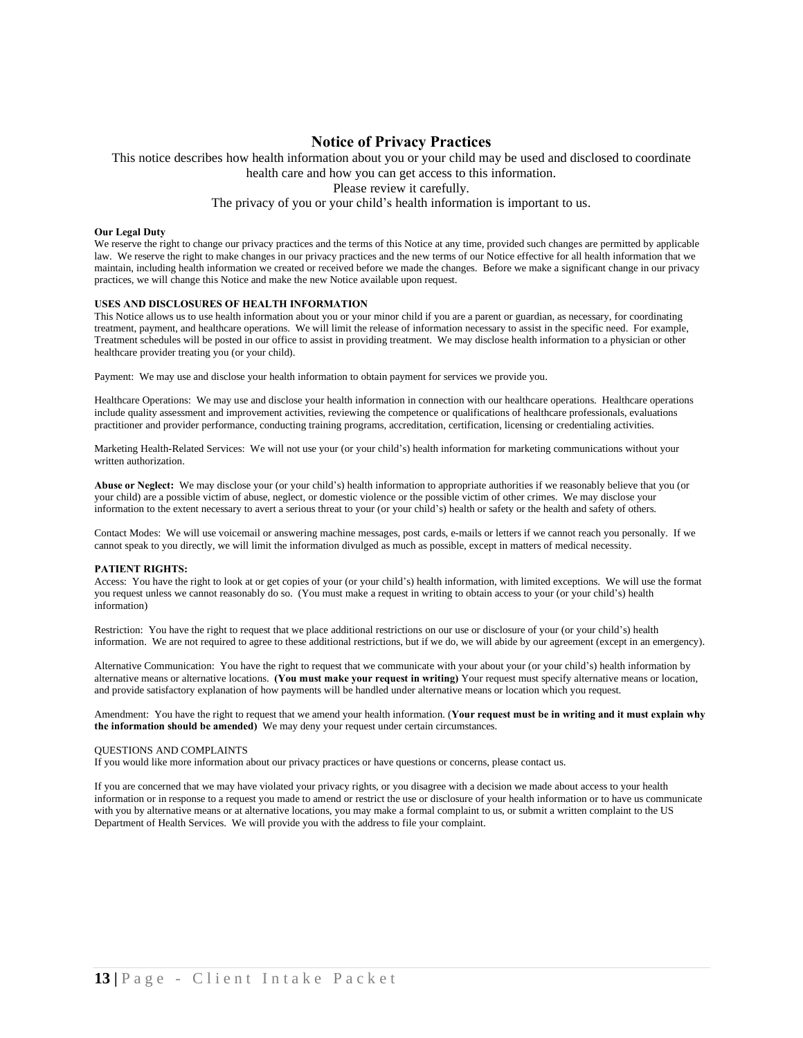# Notice of Privacy Practices

This notice describes how health information about you or your child may be used and disclosed to coordinate health care and how you can get access to this information.

Please review it carefully.

The privacy of you or your child's health information is important to us.

**Our Legal Duty**

We reserve the right to change our privacy practices and the terms of this Notice at any time, provided such changes are permitted by applicable law. We reserve the right to make changes in our privacy practices and the new terms of our Notice effective for all health information that we maintain, including health information we created or received before we made the changes. Before we make a significant change in our privacy practices, we will change this Notice and make the new Notice available upon request.

**USES AND DISCLOSURES OF HEALTH INFORMATION**

This Notice allows us to use health information about you or your minor child if you are a parent or guardian, as necessary, for coordinating treatment, payment, and healthcare operations. We will limit the release of information necessary to assist in the specific need. For example, Treatment schedules will be posted in our office to assist in providing treatment. We may disclose health information to a physician or other healthcare provider treating you (or your child).

Payment: We may use and disclose your health information to obtain payment for services we provide you.

Healthcare Operations: We may use and disclose your health information in connection with our healthcare operations. Healthcare operations include quality assessment and improvement activities, reviewing the competence or qualifications of healthcare professionals, evaluations practitioner and provider performance, conducting training programs, accreditation, certification, licensing or credentialing activities.

Marketing Health-Related Services: We will not use your (or your child's) health information for marketing communications without your written authorization.

**Abuse or Neglect:** We may disclose your (or your child's) health information to appropriate authorities if we reasonably believe that you (or your child) are a possible victim of abuse, neglect, or domestic violence or the possible victim of other crimes. We may disclose your information to the extent necessary to avert a serious threat to your (or your child's) health or safety or the health and safety of others.

Contact Modes: We will use voicemail or answering machine messages, post cards, e-mails or letters if we cannot reach you personally. If we cannot speak to you directly, we will limit the information divulged as much as possible, except in matters of medical necessity.

**PATIENT RIGHTS:**

Access: You have the right to look at or get copies of your (or your child's) health information, with limited exceptions. We will use the format you request unless we cannot reasonably do so. (You must make a request in writing to obtain access to your (or your child's) health information)

Restriction: You have the right to request that we place additional restrictions on our use or disclosure of your (or your child's) health information. We are not required to agree to these additional restrictions, but if we do, we will abide by our agreement (except in an emergency).

Alternative Communication: You have the right to request that we communicate with your about your (or your child's) health information by alternative means or alternative locations. **(You must make your request in writing)** Your request must specify alternative means or location, and provide satisfactory explanation of how payments will be handled under alternative means or location which you request.

Amendment: You have the right to request that we amend your health information. (**Your request must be in writing and it must explain why the information should be amended)** We may deny your request under certain circumstances.

QUESTIONS AND COMPLAINTS

If you would like more information about our privacy practices or have questions or concerns, please contact us.

If you are concerned that we may have violated your privacy rights, or you disagree with a decision we made about access to your health information or in response to a request you made to amend or restrict the use or disclosure of your health information or to have us communicate with you by alternative means or at alternative locations, you may make a formal complaint to us, or submit a written complaint to the US Department of Health Services. We will provide you with the address to file your complaint.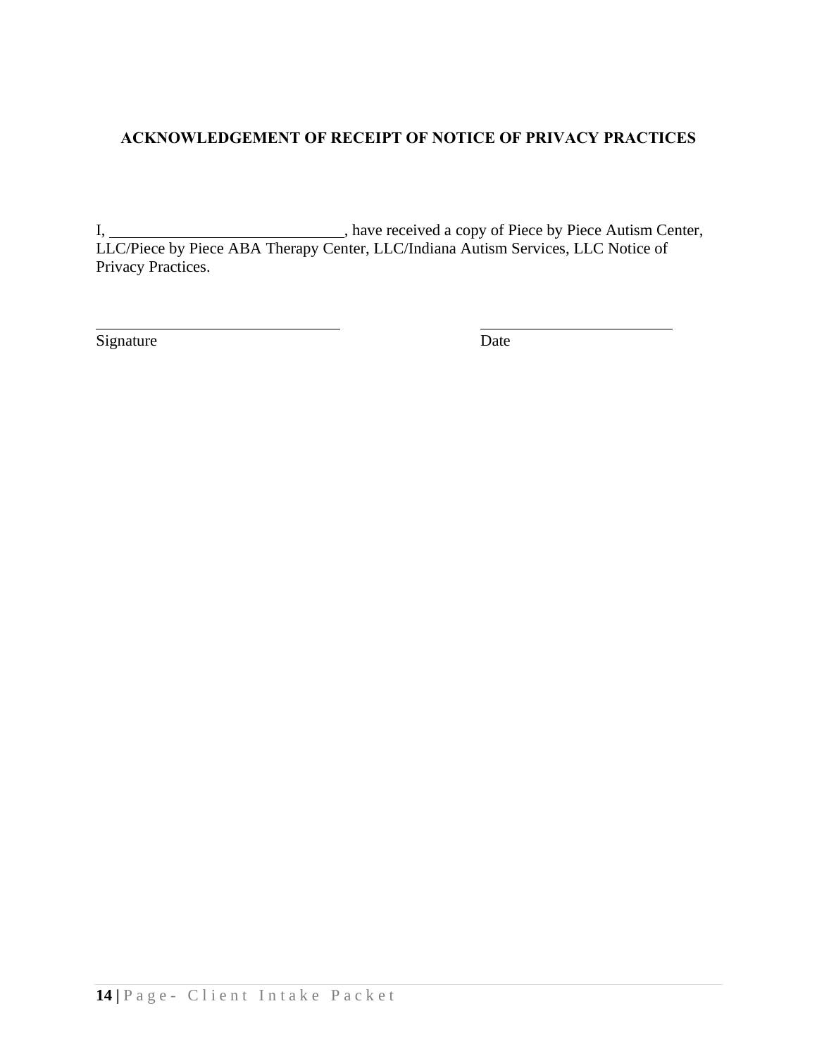# ACKNOWLEDGEMENT OF RECEIPT OF NOTICE OF PRIVACY PRACTICES

I, ______________________________, have received a copy of Piece by Piece Autism Center, LLC/Piece by Piece ABA Therapy Center, LLC/Indiana Autism Services, LLC Notice of Privacy Practices.

________________________________          ________________________

Signature                                                    Date